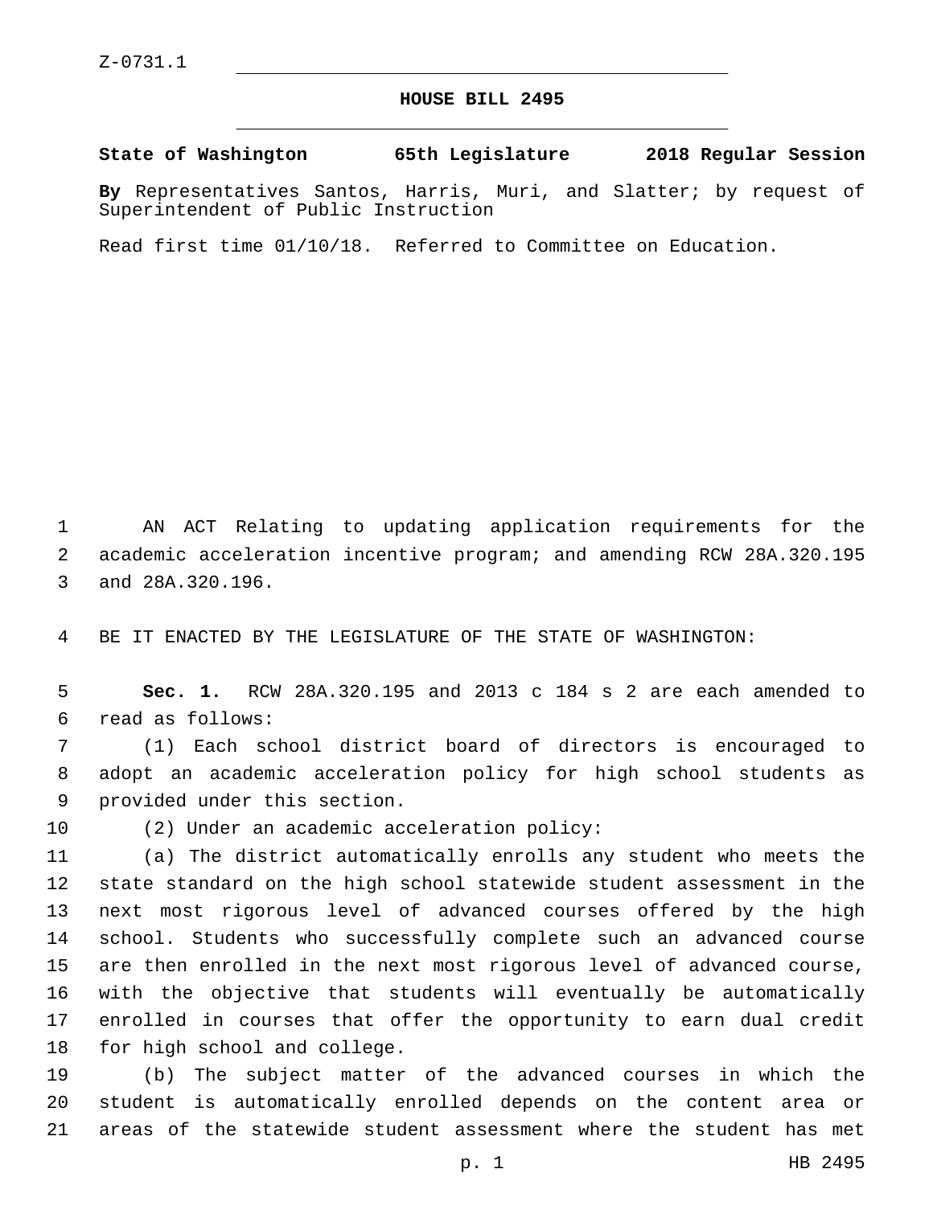Z-0731.1

# HOUSE BILL 2495

**State of Washington 65th Legislature 2018 Regular Session**

**By** Representatives Santos, Harris, Muri, and Slatter; by request of Superintendent of Public Instruction

Read first time 01/10/18. Referred to Committee on Education.

AN ACT Relating to updating application requirements for the academic acceleration incentive program; and amending RCW 28A.320.195 and 28A.320.196.

BE IT ENACTED BY THE LEGISLATURE OF THE STATE OF WASHINGTON:

**Sec. 1.** RCW 28A.320.195 and 2013 c 184 s 2 are each amended to read as follows:

(1) Each school district board of directors is encouraged to adopt an academic acceleration policy for high school students as provided under this section.

(2) Under an academic acceleration policy:

(a) The district automatically enrolls any student who meets the state standard on the high school statewide student assessment in the next most rigorous level of advanced courses offered by the high school. Students who successfully complete such an advanced course are then enrolled in the next most rigorous level of advanced course, with the objective that students will eventually be automatically enrolled in courses that offer the opportunity to earn dual credit for high school and college.

(b) The subject matter of the advanced courses in which the student is automatically enrolled depends on the content area or areas of the statewide student assessment where the student has met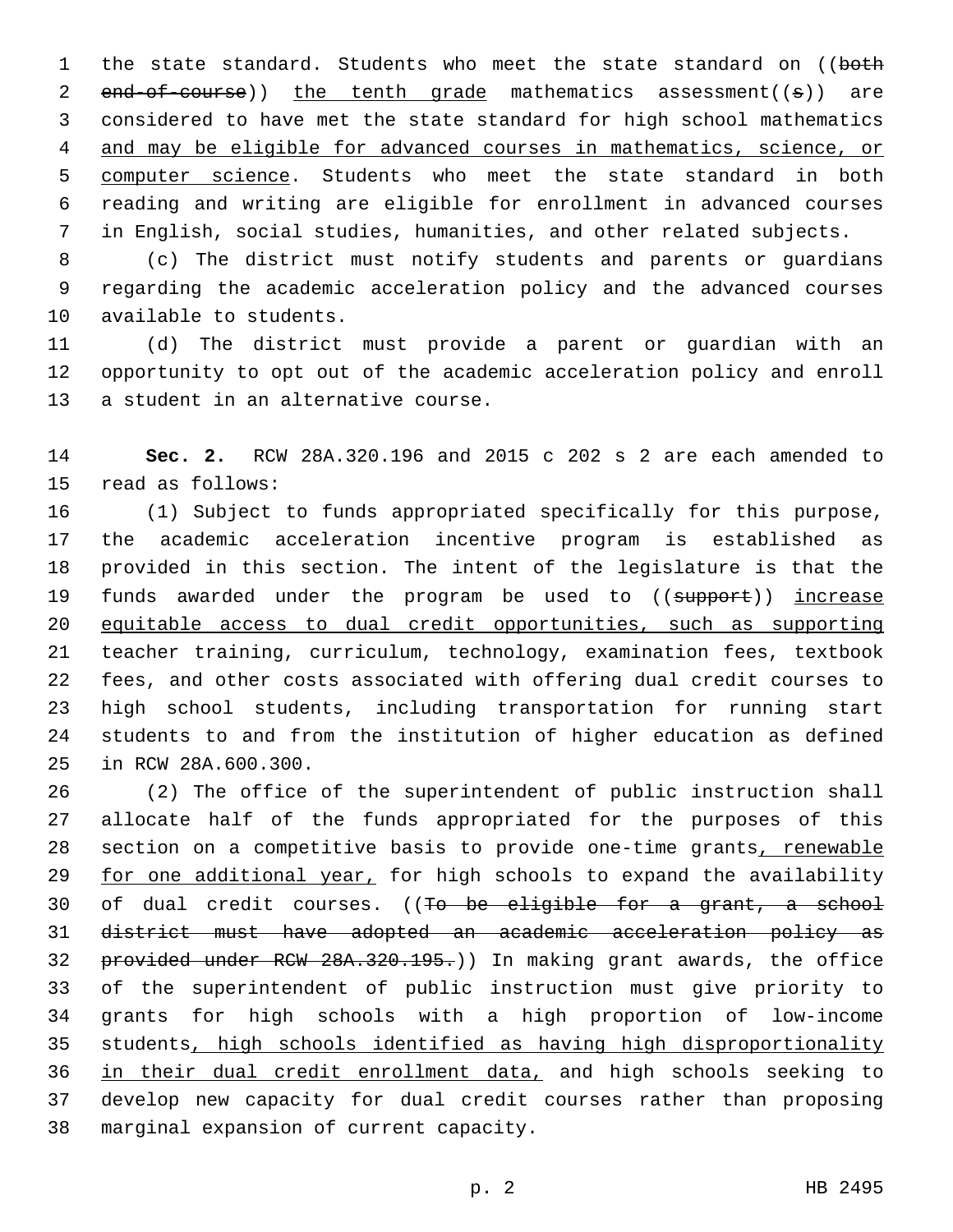the state standard. Students who meet the state standard on ((~~both end-of-course~~)) <u>the tenth grade</u> mathematics assessment((~~s~~)) are considered to have met the state standard for high school mathematics <u>and may be eligible for advanced courses in mathematics, science, or computer science</u>. Students who meet the state standard in both reading and writing are eligible for enrollment in advanced courses in English, social studies, humanities, and other related subjects.

(c) The district must notify students and parents or guardians regarding the academic acceleration policy and the advanced courses available to students.

(d) The district must provide a parent or guardian with an opportunity to opt out of the academic acceleration policy and enroll a student in an alternative course.

**Sec. 2.** RCW 28A.320.196 and 2015 c 202 s 2 are each amended to read as follows:

(1) Subject to funds appropriated specifically for this purpose, the academic acceleration incentive program is established as provided in this section. The intent of the legislature is that the funds awarded under the program be used to ((~~support~~)) <u>increase equitable access to dual credit opportunities, such as supporting</u> teacher training, curriculum, technology, examination fees, textbook fees, and other costs associated with offering dual credit courses to high school students, including transportation for running start students to and from the institution of higher education as defined in RCW 28A.600.300.

(2) The office of the superintendent of public instruction shall allocate half of the funds appropriated for the purposes of this section on a competitive basis to provide one-time grants<u>, renewable for one additional year,</u> for high schools to expand the availability of dual credit courses. ((~~To be eligible for a grant, a school district must have adopted an academic acceleration policy as provided under RCW 28A.320.195.~~)) In making grant awards, the office of the superintendent of public instruction must give priority to grants for high schools with a high proportion of low-income students<u>, high schools identified as having high disproportionality in their dual credit enrollment data,</u> and high schools seeking to develop new capacity for dual credit courses rather than proposing marginal expansion of current capacity.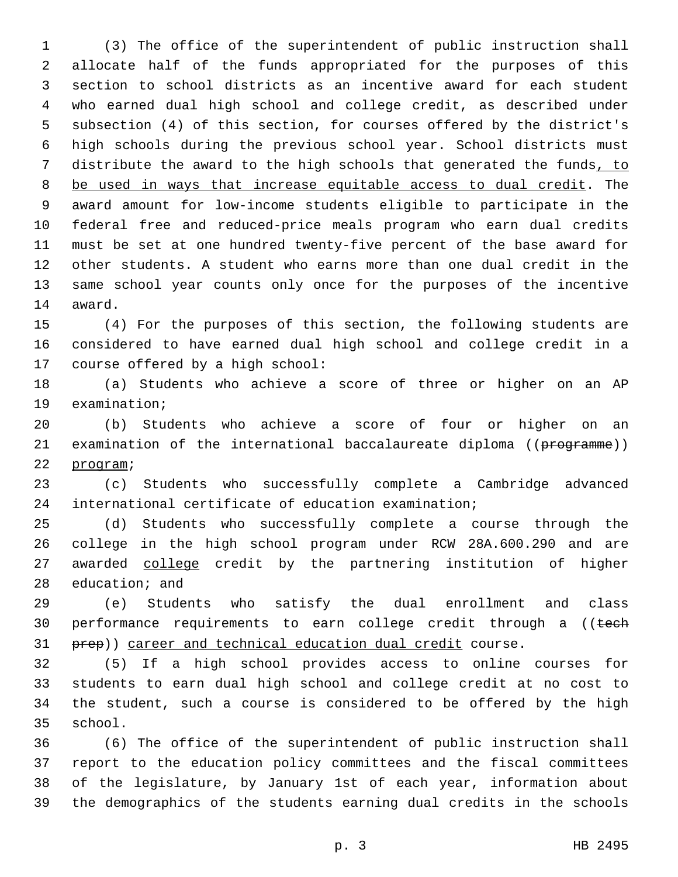(3) The office of the superintendent of public instruction shall allocate half of the funds appropriated for the purposes of this section to school districts as an incentive award for each student who earned dual high school and college credit, as described under subsection (4) of this section, for courses offered by the district's high schools during the previous school year. School districts must distribute the award to the high schools that generated the funds, to be used in ways that increase equitable access to dual credit. The award amount for low-income students eligible to participate in the federal free and reduced-price meals program who earn dual credits must be set at one hundred twenty-five percent of the base award for other students. A student who earns more than one dual credit in the same school year counts only once for the purposes of the incentive award.

(4) For the purposes of this section, the following students are considered to have earned dual high school and college credit in a course offered by a high school:

(a) Students who achieve a score of three or higher on an AP examination;

(b) Students who achieve a score of four or higher on an examination of the international baccalaureate diploma ((~~programme~~)) program;

(c) Students who successfully complete a Cambridge advanced international certificate of education examination;

(d) Students who successfully complete a course through the college in the high school program under RCW 28A.600.290 and are awarded college credit by the partnering institution of higher education; and

(e) Students who satisfy the dual enrollment and class performance requirements to earn college credit through a ((~~tech prep~~)) career and technical education dual credit course.

(5) If a high school provides access to online courses for students to earn dual high school and college credit at no cost to the student, such a course is considered to be offered by the high school.

(6) The office of the superintendent of public instruction shall report to the education policy committees and the fiscal committees of the legislature, by January 1st of each year, information about the demographics of the students earning dual credits in the schools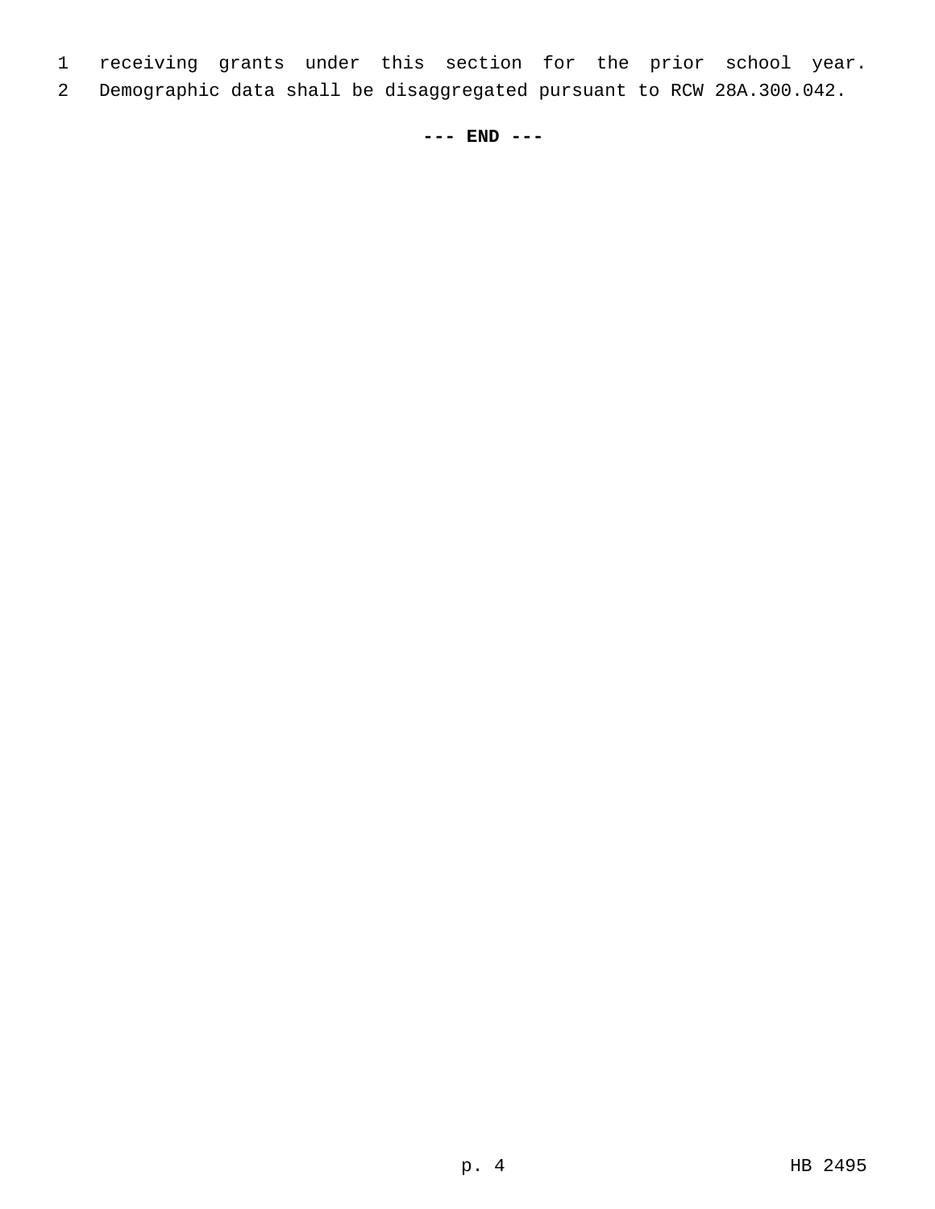receiving grants under this section for the prior school year. Demographic data shall be disaggregated pursuant to RCW 28A.300.042.

**--- END ---**